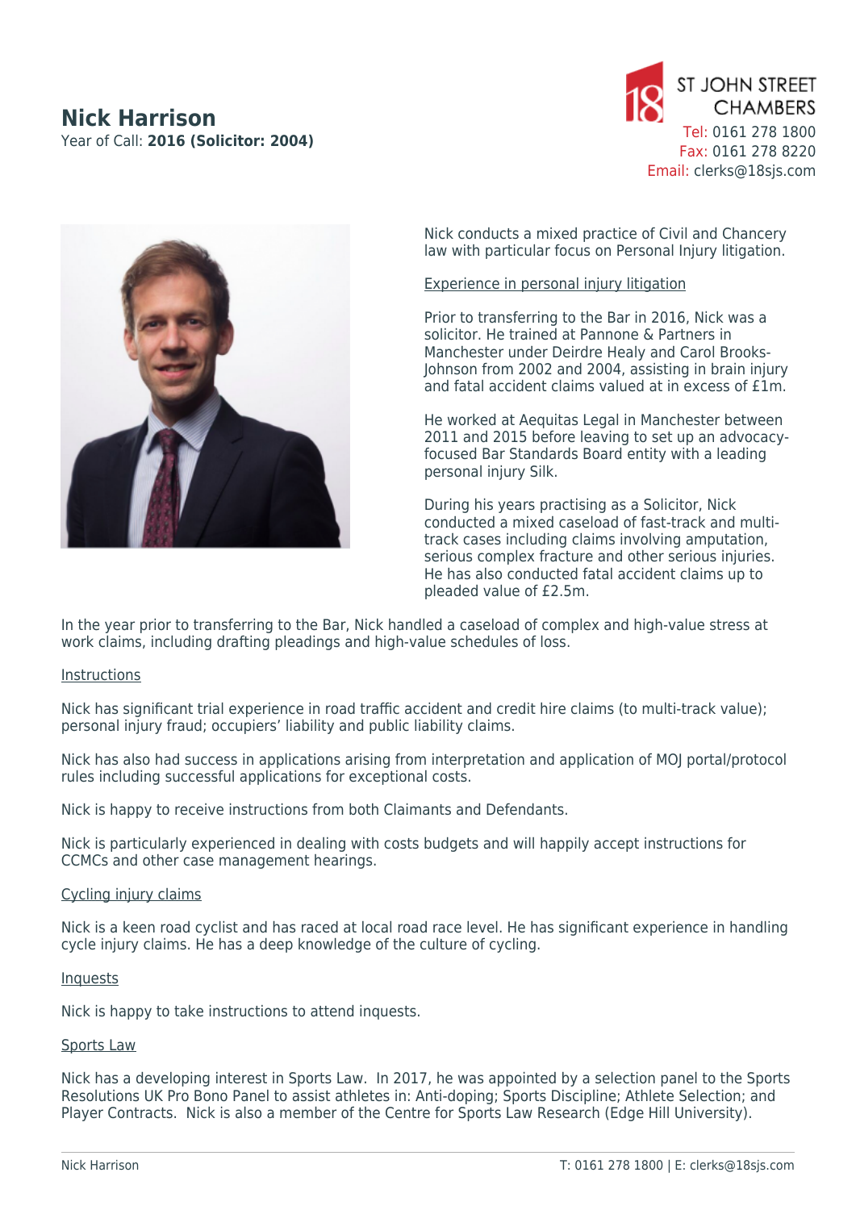# Nick Harrison

Year of Call: **2016 (Solicitor: 2004)**

ST JOHN STREET CHAMBERS
Tel: 0161 278 1800
Fax: 0161 278 8220
Email: clerks@18sjs.com

Nick conducts a mixed practice of Civil and Chancery law with particular focus on Personal Injury litigation.

## Experience in personal injury litigation

Prior to transferring to the Bar in 2016, Nick was a solicitor. He trained at Pannone & Partners in Manchester under Deirdre Healy and Carol Brooks-Johnson from 2002 and 2004, assisting in brain injury and fatal accident claims valued at in excess of £1m.

He worked at Aequitas Legal in Manchester between 2011 and 2015 before leaving to set up an advocacy-focused Bar Standards Board entity with a leading personal injury Silk.

During his years practising as a Solicitor, Nick conducted a mixed caseload of fast-track and multi-track cases including claims involving amputation, serious complex fracture and other serious injuries. He has also conducted fatal accident claims up to pleaded value of £2.5m.

In the year prior to transferring to the Bar, Nick handled a caseload of complex and high-value stress at work claims, including drafting pleadings and high-value schedules of loss.

## Instructions

Nick has significant trial experience in road traffic accident and credit hire claims (to multi-track value); personal injury fraud; occupiers' liability and public liability claims.

Nick has also had success in applications arising from interpretation and application of MOJ portal/protocol rules including successful applications for exceptional costs.

Nick is happy to receive instructions from both Claimants and Defendants.

Nick is particularly experienced in dealing with costs budgets and will happily accept instructions for CCMCs and other case management hearings.

## Cycling injury claims

Nick is a keen road cyclist and has raced at local road race level. He has significant experience in handling cycle injury claims. He has a deep knowledge of the culture of cycling.

## Inquests

Nick is happy to take instructions to attend inquests.

## Sports Law

Nick has a developing interest in Sports Law. In 2017, he was appointed by a selection panel to the Sports Resolutions UK Pro Bono Panel to assist athletes in: Anti-doping; Sports Discipline; Athlete Selection; and Player Contracts. Nick is also a member of the Centre for Sports Law Research (Edge Hill University).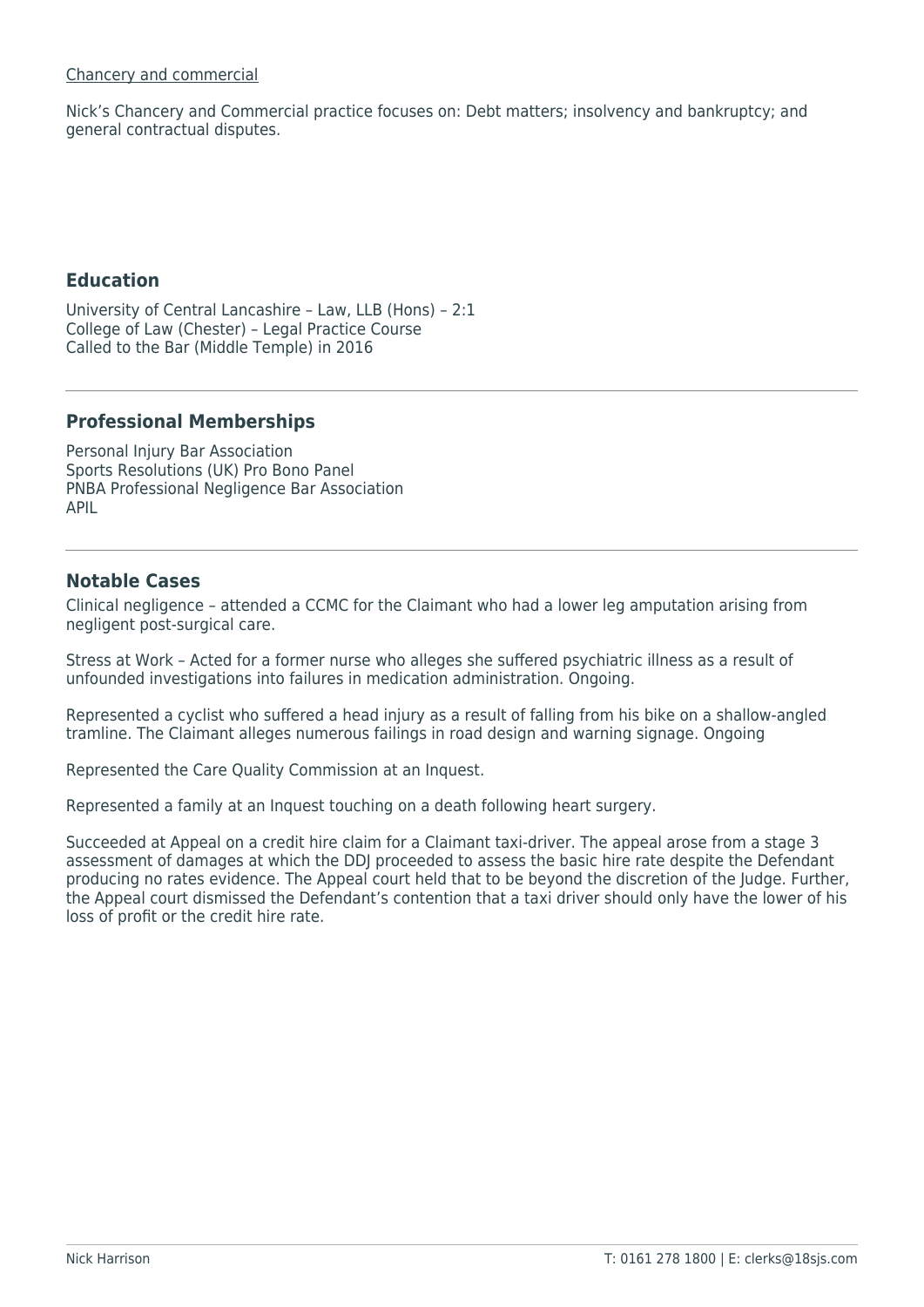Chancery and commercial

Nick's Chancery and Commercial practice focuses on: Debt matters; insolvency and bankruptcy; and general contractual disputes.

## Education

University of Central Lancashire – Law, LLB (Hons) – 2:1
College of Law (Chester) – Legal Practice Course
Called to the Bar (Middle Temple) in 2016

## Professional Memberships

Personal Injury Bar Association
Sports Resolutions (UK) Pro Bono Panel
PNBA Professional Negligence Bar Association
APIL

## Notable Cases

Clinical negligence – attended a CCMC for the Claimant who had a lower leg amputation arising from negligent post-surgical care.

Stress at Work – Acted for a former nurse who alleges she suffered psychiatric illness as a result of unfounded investigations into failures in medication administration. Ongoing.

Represented a cyclist who suffered a head injury as a result of falling from his bike on a shallow-angled tramline. The Claimant alleges numerous failings in road design and warning signage. Ongoing

Represented the Care Quality Commission at an Inquest.

Represented a family at an Inquest touching on a death following heart surgery.

Succeeded at Appeal on a credit hire claim for a Claimant taxi-driver. The appeal arose from a stage 3 assessment of damages at which the DDJ proceeded to assess the basic hire rate despite the Defendant producing no rates evidence. The Appeal court held that to be beyond the discretion of the Judge. Further, the Appeal court dismissed the Defendant's contention that a taxi driver should only have the lower of his loss of profit or the credit hire rate.